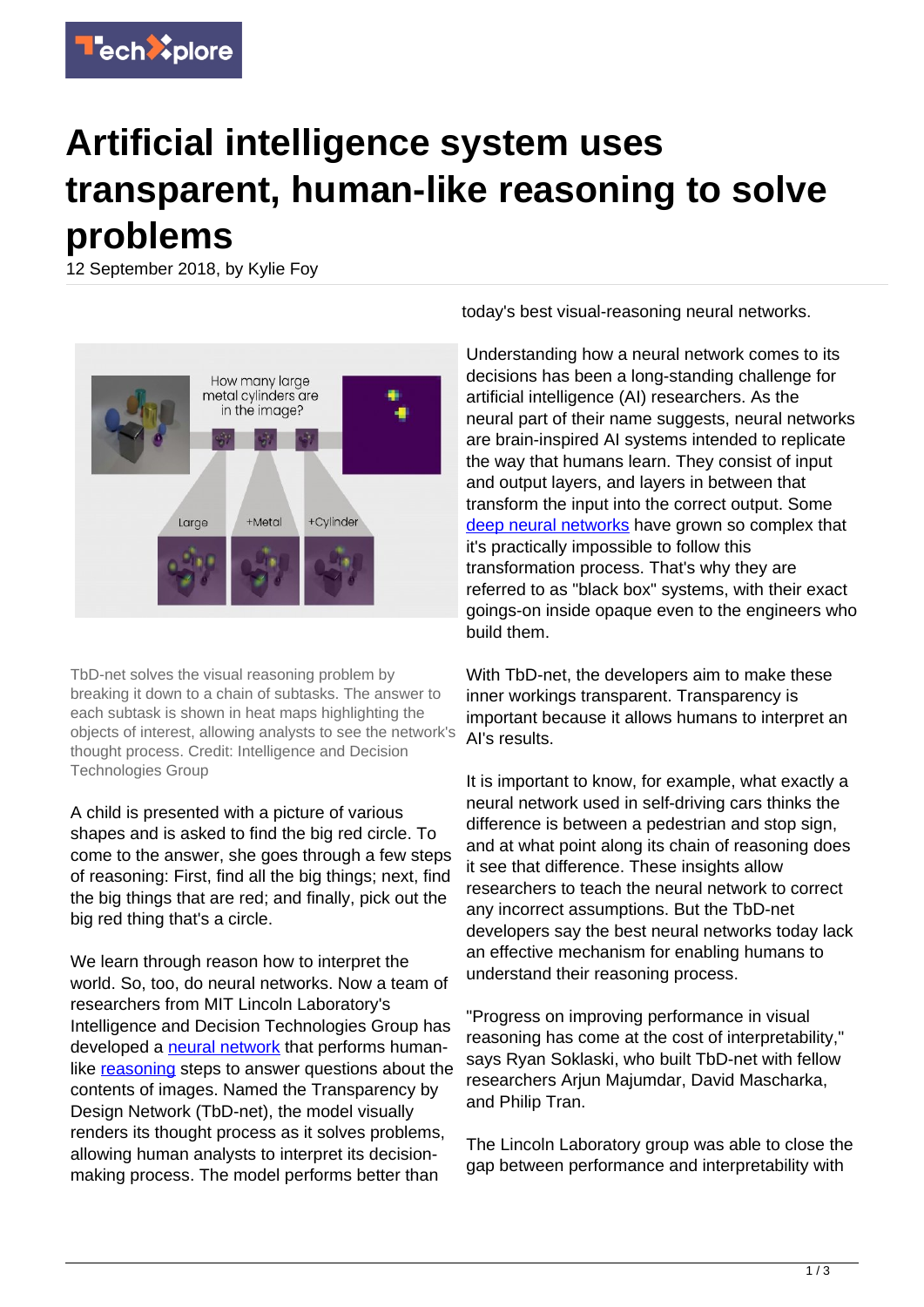# Artificial intelligence system uses transparent, human-like reasoning to solve problems

12 September 2018, by Kylie Foy

TbD-net solves the visual reasoning problem by breaking it down to a chain of subtasks. The answer to each subtask is shown in heat maps highlighting the objects of interest, allowing analysts to see the network's thought process. Credit: Intelligence and Decision Technologies Group

A child is presented with a picture of various shapes and is asked to find the big red circle. To come to the answer, she goes through a few steps of reasoning: First, find all the big things; next, find the big things that are red; and finally, pick out the big red thing that's a circle.

We learn through reason how to interpret the world. So, too, do neural networks. Now a team of researchers from MIT Lincoln Laboratory's Intelligence and Decision Technologies Group has developed a neural network that performs human-like reasoning steps to answer questions about the contents of images. Named the Transparency by Design Network (TbD-net), the model visually renders its thought process as it solves problems, allowing human analysts to interpret its decision-making process. The model performs better than today's best visual-reasoning neural networks.

Understanding how a neural network comes to its decisions has been a long-standing challenge for artificial intelligence (AI) researchers. As the neural part of their name suggests, neural networks are brain-inspired AI systems intended to replicate the way that humans learn. They consist of input and output layers, and layers in between that transform the input into the correct output. Some deep neural networks have grown so complex that it's practically impossible to follow this transformation process. That's why they are referred to as "black box" systems, with their exact goings-on inside opaque even to the engineers who build them.

With TbD-net, the developers aim to make these inner workings transparent. Transparency is important because it allows humans to interpret an AI's results.

It is important to know, for example, what exactly a neural network used in self-driving cars thinks the difference is between a pedestrian and stop sign, and at what point along its chain of reasoning does it see that difference. These insights allow researchers to teach the neural network to correct any incorrect assumptions. But the TbD-net developers say the best neural networks today lack an effective mechanism for enabling humans to understand their reasoning process.

"Progress on improving performance in visual reasoning has come at the cost of interpretability," says Ryan Soklaski, who built TbD-net with fellow researchers Arjun Majumdar, David Mascharka, and Philip Tran.

The Lincoln Laboratory group was able to close the gap between performance and interpretability with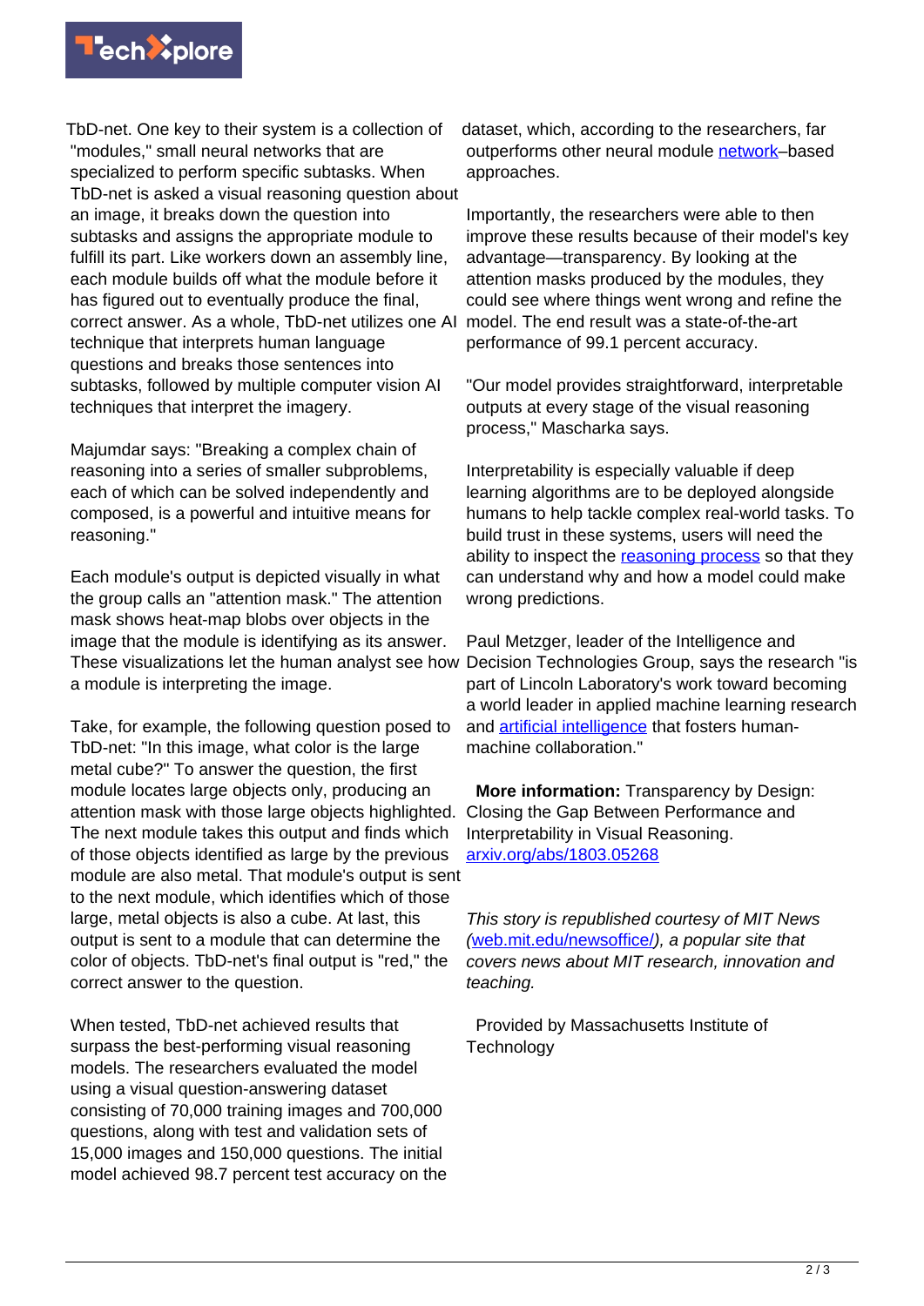TbD-net. One key to their system is a collection of "modules," small neural networks that are specialized to perform specific subtasks. When TbD-net is asked a visual reasoning question about an image, it breaks down the question into subtasks and assigns the appropriate module to fulfill its part. Like workers down an assembly line, each module builds off what the module before it has figured out to eventually produce the final, correct answer. As a whole, TbD-net utilizes one AI technique that interprets human language questions and breaks those sentences into subtasks, followed by multiple computer vision AI techniques that interpret the imagery.

Majumdar says: "Breaking a complex chain of reasoning into a series of smaller subproblems, each of which can be solved independently and composed, is a powerful and intuitive means for reasoning."

Each module's output is depicted visually in what the group calls an "attention mask." The attention mask shows heat-map blobs over objects in the image that the module is identifying as its answer. These visualizations let the human analyst see how a module is interpreting the image.

Take, for example, the following question posed to TbD-net: "In this image, what color is the large metal cube?" To answer the question, the first module locates large objects only, producing an attention mask with those large objects highlighted. The next module takes this output and finds which of those objects identified as large by the previous module are also metal. That module's output is sent to the next module, which identifies which of those large, metal objects is also a cube. At last, this output is sent to a module that can determine the color of objects. TbD-net's final output is "red," the correct answer to the question.

When tested, TbD-net achieved results that surpass the best-performing visual reasoning models. The researchers evaluated the model using a visual question-answering dataset consisting of 70,000 training images and 700,000 questions, along with test and validation sets of 15,000 images and 150,000 questions. The initial model achieved 98.7 percent test accuracy on the dataset, which, according to the researchers, far outperforms other neural module network–based approaches.

Importantly, the researchers were able to then improve these results because of their model's key advantage—transparency. By looking at the attention masks produced by the modules, they could see where things went wrong and refine the model. The end result was a state-of-the-art performance of 99.1 percent accuracy.

"Our model provides straightforward, interpretable outputs at every stage of the visual reasoning process," Mascharka says.

Interpretability is especially valuable if deep learning algorithms are to be deployed alongside humans to help tackle complex real-world tasks. To build trust in these systems, users will need the ability to inspect the reasoning process so that they can understand why and how a model could make wrong predictions.

Paul Metzger, leader of the Intelligence and Decision Technologies Group, says the research "is part of Lincoln Laboratory's work toward becoming a world leader in applied machine learning research and artificial intelligence that fosters human-machine collaboration."

**More information:** Transparency by Design: Closing the Gap Between Performance and Interpretability in Visual Reasoning. arxiv.org/abs/1803.05268

*This story is republished courtesy of MIT News (web.mit.edu/newsoffice/), a popular site that covers news about MIT research, innovation and teaching.*

Provided by Massachusetts Institute of Technology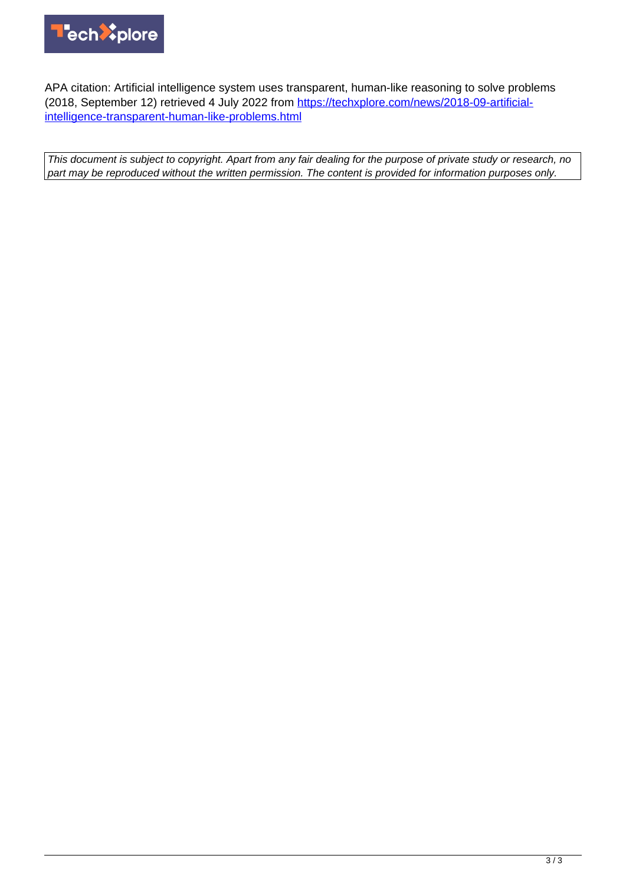APA citation: Artificial intelligence system uses transparent, human-like reasoning to solve problems (2018, September 12) retrieved 4 July 2022 from [https://techxplore.com/news/2018-09-artificial-intelligence-transparent-human-like-problems.html](https://techxplore.com/news/2018-09-artificial-intelligence-transparent-human-like-problems.html)

*This document is subject to copyright. Apart from any fair dealing for the purpose of private study or research, no part may be reproduced without the written permission. The content is provided for information purposes only.*